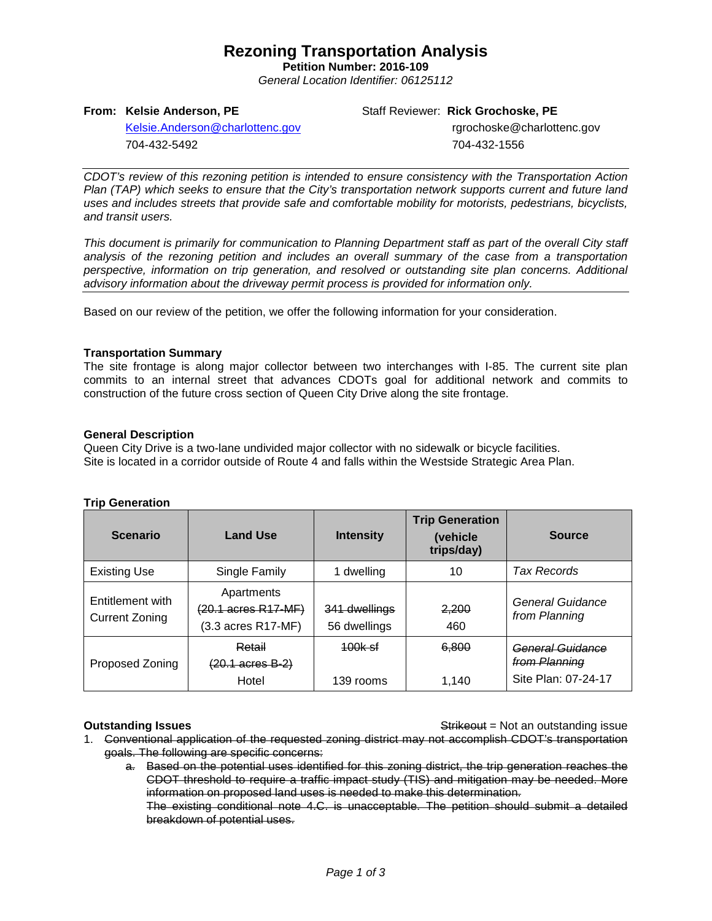# Rezoning Transportation Analysis

**Petition Number: 2016-109**

*General Location Identifier: 06125112*

**From: Kelsie Anderson, PE**
Kelsie.Anderson@charlottenc.gov
704-432-5492

Staff Reviewer: **Rick Grochoske, PE**
rgrochoske@charlottenc.gov
704-432-1556

*CDOT's review of this rezoning petition is intended to ensure consistency with the Transportation Action Plan (TAP) which seeks to ensure that the City's transportation network supports current and future land uses and includes streets that provide safe and comfortable mobility for motorists, pedestrians, bicyclists, and transit users.*

*This document is primarily for communication to Planning Department staff as part of the overall City staff analysis of the rezoning petition and includes an overall summary of the case from a transportation perspective, information on trip generation, and resolved or outstanding site plan concerns. Additional advisory information about the driveway permit process is provided for information only.*

Based on our review of the petition, we offer the following information for your consideration.

**Transportation Summary**

The site frontage is along major collector between two interchanges with I-85. The current site plan commits to an internal street that advances CDOTs goal for additional network and commits to construction of the future cross section of Queen City Drive along the site frontage.

**General Description**

Queen City Drive is a two-lane undivided major collector with no sidewalk or bicycle facilities.
Site is located in a corridor outside of Route 4 and falls within the Westside Strategic Area Plan.

**Trip Generation**

| Scenario | Land Use | Intensity | Trip Generation (vehicle trips/day) | Source |
|---|---|---|---|---|
| Existing Use | Single Family | 1 dwelling | 10 | *Tax Records* |
| Entitlement with Current Zoning | Apartments ~~(20.1 acres R17-MF)~~ (3.3 acres R17-MF) | ~~341 dwellings~~ 56 dwellings | ~~2,200~~ 460 | *General Guidance from Planning* |
| Proposed Zoning | ~~Retail~~ ~~(20.1 acres B-2)~~ Hotel | ~~100k sf~~ 139 rooms | ~~6,800~~ 1,140 | ~~*General Guidance from Planning*~~ Site Plan: 07-24-17 |

**Outstanding Issues**

~~Strikeout~~ = Not an outstanding issue

1. ~~Conventional application of the requested zoning district may not accomplish CDOT's transportation goals. The following are specific concerns:~~
   a. ~~Based on the potential uses identified for this zoning district, the trip generation reaches the CDOT threshold to require a traffic impact study (TIS) and mitigation may be needed. More information on proposed land uses is needed to make this determination.~~
   ~~The existing conditional note 4.C. is unacceptable. The petition should submit a detailed breakdown of potential uses.~~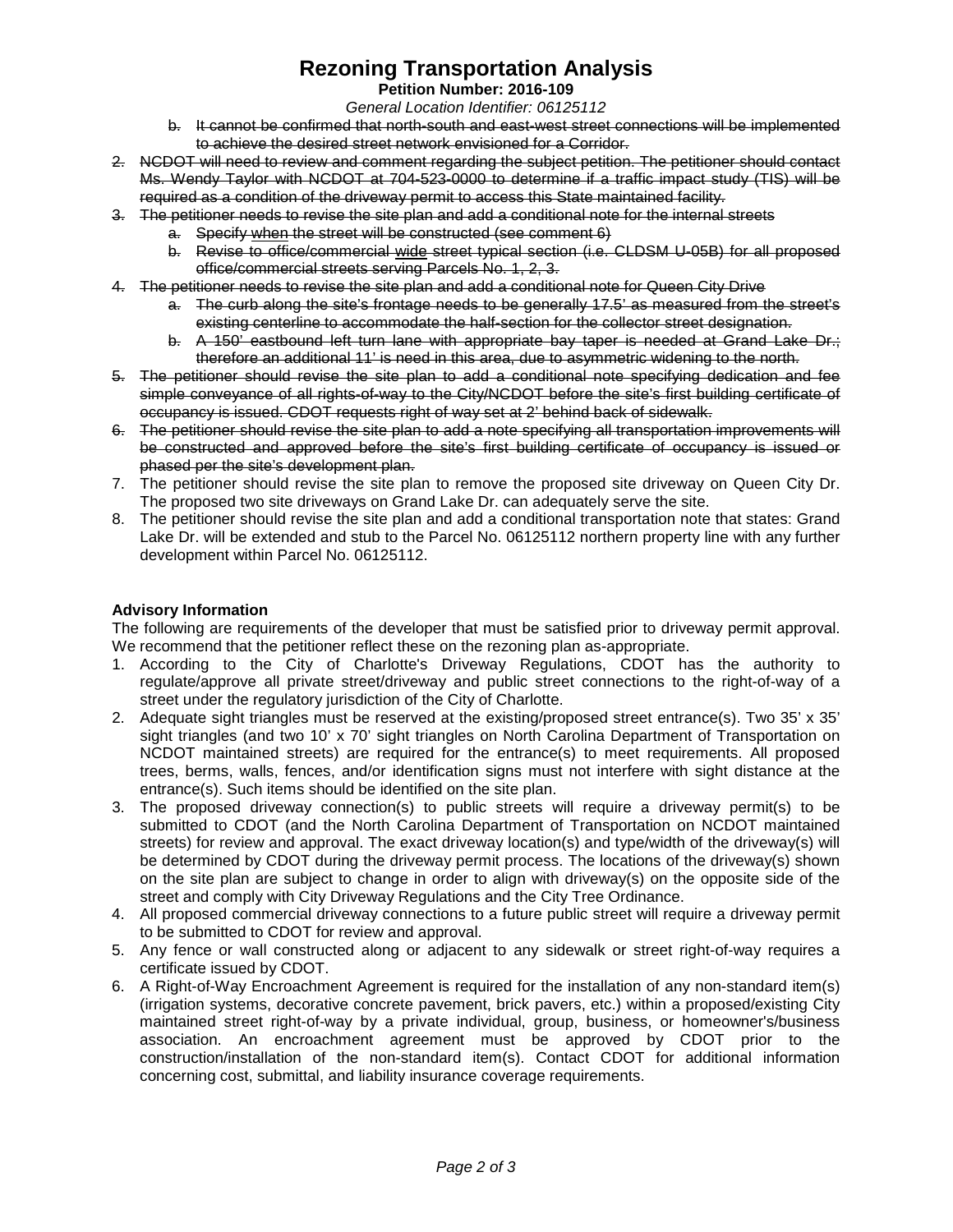# Rezoning Transportation Analysis

**Petition Number: 2016-109**

*General Location Identifier: 06125112*

- b. ~~It cannot be confirmed that north-south and east-west street connections will be implemented to achieve the desired street network envisioned for a Corridor.~~

2. ~~NCDOT will need to review and comment regarding the subject petition. The petitioner should contact Ms. Wendy Taylor with NCDOT at 704-523-0000 to determine if a traffic impact study (TIS) will be required as a condition of the driveway permit to access this State maintained facility.~~
3. ~~The petitioner needs to revise the site plan and add a conditional note for the internal streets~~
   - a. ~~Specify when the street will be constructed (see comment 6)~~
   - b. ~~Revise to office/commercial wide street typical section (i.e. CLDSM U-05B) for all proposed office/commercial streets serving Parcels No. 1, 2, 3.~~
4. ~~The petitioner needs to revise the site plan and add a conditional note for Queen City Drive~~
   - a. ~~The curb along the site's frontage needs to be generally 17.5' as measured from the street's existing centerline to accommodate the half-section for the collector street designation.~~
   - b. ~~A 150' eastbound left turn lane with appropriate bay taper is needed at Grand Lake Dr.; therefore an additional 11' is need in this area, due to asymmetric widening to the north.~~
5. ~~The petitioner should revise the site plan to add a conditional note specifying dedication and fee simple conveyance of all rights-of-way to the City/NCDOT before the site's first building certificate of occupancy is issued. CDOT requests right of way set at 2' behind back of sidewalk.~~
6. ~~The petitioner should revise the site plan to add a note specifying all transportation improvements will be constructed and approved before the site's first building certificate of occupancy is issued or phased per the site's development plan.~~
7. The petitioner should revise the site plan to remove the proposed site driveway on Queen City Dr. The proposed two site driveways on Grand Lake Dr. can adequately serve the site.
8. The petitioner should revise the site plan and add a conditional transportation note that states: Grand Lake Dr. will be extended and stub to the Parcel No. 06125112 northern property line with any further development within Parcel No. 06125112.

**Advisory Information**

The following are requirements of the developer that must be satisfied prior to driveway permit approval. We recommend that the petitioner reflect these on the rezoning plan as-appropriate.

1. According to the City of Charlotte's Driveway Regulations, CDOT has the authority to regulate/approve all private street/driveway and public street connections to the right-of-way of a street under the regulatory jurisdiction of the City of Charlotte.
2. Adequate sight triangles must be reserved at the existing/proposed street entrance(s). Two 35' x 35' sight triangles (and two 10' x 70' sight triangles on North Carolina Department of Transportation on NCDOT maintained streets) are required for the entrance(s) to meet requirements. All proposed trees, berms, walls, fences, and/or identification signs must not interfere with sight distance at the entrance(s). Such items should be identified on the site plan.
3. The proposed driveway connection(s) to public streets will require a driveway permit(s) to be submitted to CDOT (and the North Carolina Department of Transportation on NCDOT maintained streets) for review and approval. The exact driveway location(s) and type/width of the driveway(s) will be determined by CDOT during the driveway permit process. The locations of the driveway(s) shown on the site plan are subject to change in order to align with driveway(s) on the opposite side of the street and comply with City Driveway Regulations and the City Tree Ordinance.
4. All proposed commercial driveway connections to a future public street will require a driveway permit to be submitted to CDOT for review and approval.
5. Any fence or wall constructed along or adjacent to any sidewalk or street right-of-way requires a certificate issued by CDOT.
6. A Right-of-Way Encroachment Agreement is required for the installation of any non-standard item(s) (irrigation systems, decorative concrete pavement, brick pavers, etc.) within a proposed/existing City maintained street right-of-way by a private individual, group, business, or homeowner's/business association. An encroachment agreement must be approved by CDOT prior to the construction/installation of the non-standard item(s). Contact CDOT for additional information concerning cost, submittal, and liability insurance coverage requirements.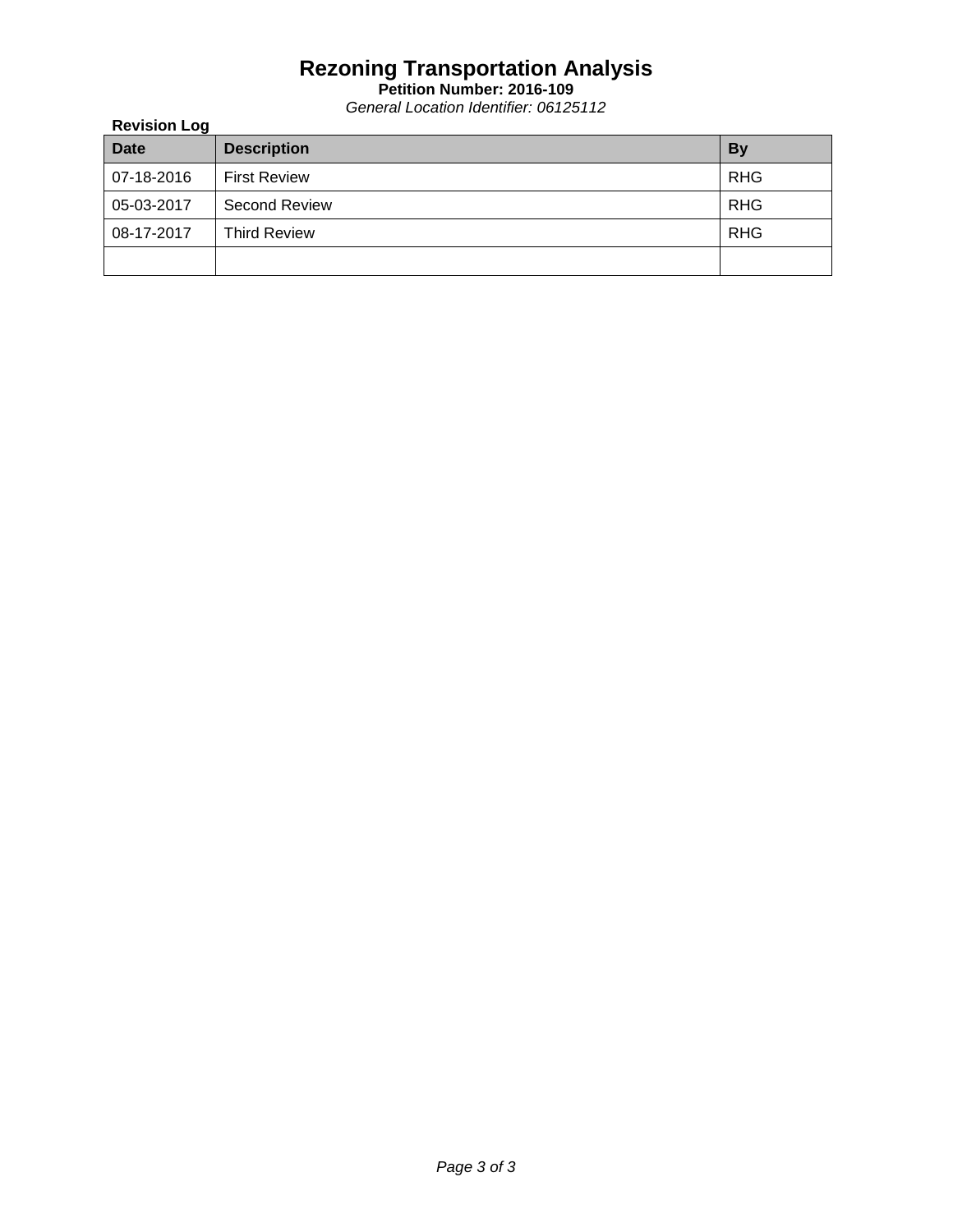# Rezoning Transportation Analysis

**Petition Number: 2016-109**

*General Location Identifier: 06125112*

**Revision Log**

| Date | Description | By |
|---|---|---|
| 07-18-2016 | First Review | RHG |
| 05-03-2017 | Second Review | RHG |
| 08-17-2017 | Third Review | RHG |
| | | |